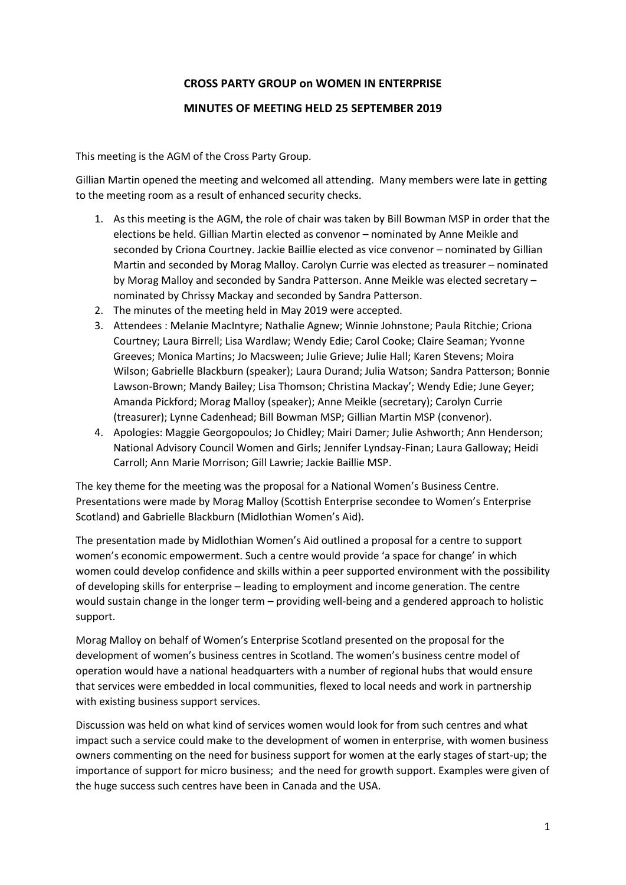# CROSS PARTY GROUP on WOMEN IN ENTERPRISE

## MINUTES OF MEETING HELD 25 SEPTEMBER 2019

This meeting is the AGM of the Cross Party Group.

Gillian Martin opened the meeting and welcomed all attending. Many members were late in getting to the meeting room as a result of enhanced security checks.

1. As this meeting is the AGM, the role of chair was taken by Bill Bowman MSP in order that the elections be held. Gillian Martin elected as convenor – nominated by Anne Meikle and seconded by Criona Courtney. Jackie Baillie elected as vice convenor – nominated by Gillian Martin and seconded by Morag Malloy. Carolyn Currie was elected as treasurer – nominated by Morag Malloy and seconded by Sandra Patterson. Anne Meikle was elected secretary – nominated by Chrissy Mackay and seconded by Sandra Patterson.
2. The minutes of the meeting held in May 2019 were accepted.
3. Attendees : Melanie MacIntyre; Nathalie Agnew; Winnie Johnstone; Paula Ritchie; Criona Courtney; Laura Birrell; Lisa Wardlaw; Wendy Edie; Carol Cooke; Claire Seaman; Yvonne Greeves; Monica Martins; Jo Macsween; Julie Grieve; Julie Hall; Karen Stevens; Moira Wilson; Gabrielle Blackburn (speaker); Laura Durand; Julia Watson; Sandra Patterson; Bonnie Lawson-Brown; Mandy Bailey; Lisa Thomson; Christina Mackay'; Wendy Edie; June Geyer; Amanda Pickford; Morag Malloy (speaker); Anne Meikle (secretary); Carolyn Currie (treasurer); Lynne Cadenhead; Bill Bowman MSP; Gillian Martin MSP (convenor).
4. Apologies: Maggie Georgopoulos; Jo Chidley; Mairi Damer; Julie Ashworth; Ann Henderson; National Advisory Council Women and Girls; Jennifer Lyndsay-Finan; Laura Galloway; Heidi Carroll; Ann Marie Morrison; Gill Lawrie; Jackie Baillie MSP.

The key theme for the meeting was the proposal for a National Women's Business Centre. Presentations were made by Morag Malloy (Scottish Enterprise secondee to Women's Enterprise Scotland) and Gabrielle Blackburn (Midlothian Women's Aid).

The presentation made by Midlothian Women's Aid outlined a proposal for a centre to support women's economic empowerment. Such a centre would provide 'a space for change' in which women could develop confidence and skills within a peer supported environment with the possibility of developing skills for enterprise – leading to employment and income generation. The centre would sustain change in the longer term – providing well-being and a gendered approach to holistic support.

Morag Malloy on behalf of Women's Enterprise Scotland presented on the proposal for the development of women's business centres in Scotland. The women's business centre model of operation would have a national headquarters with a number of regional hubs that would ensure that services were embedded in local communities, flexed to local needs and work in partnership with existing business support services.

Discussion was held on what kind of services women would look for from such centres and what impact such a service could make to the development of women in enterprise, with women business owners commenting on the need for business support for women at the early stages of start-up; the importance of support for micro business; and the need for growth support. Examples were given of the huge success such centres have been in Canada and the USA.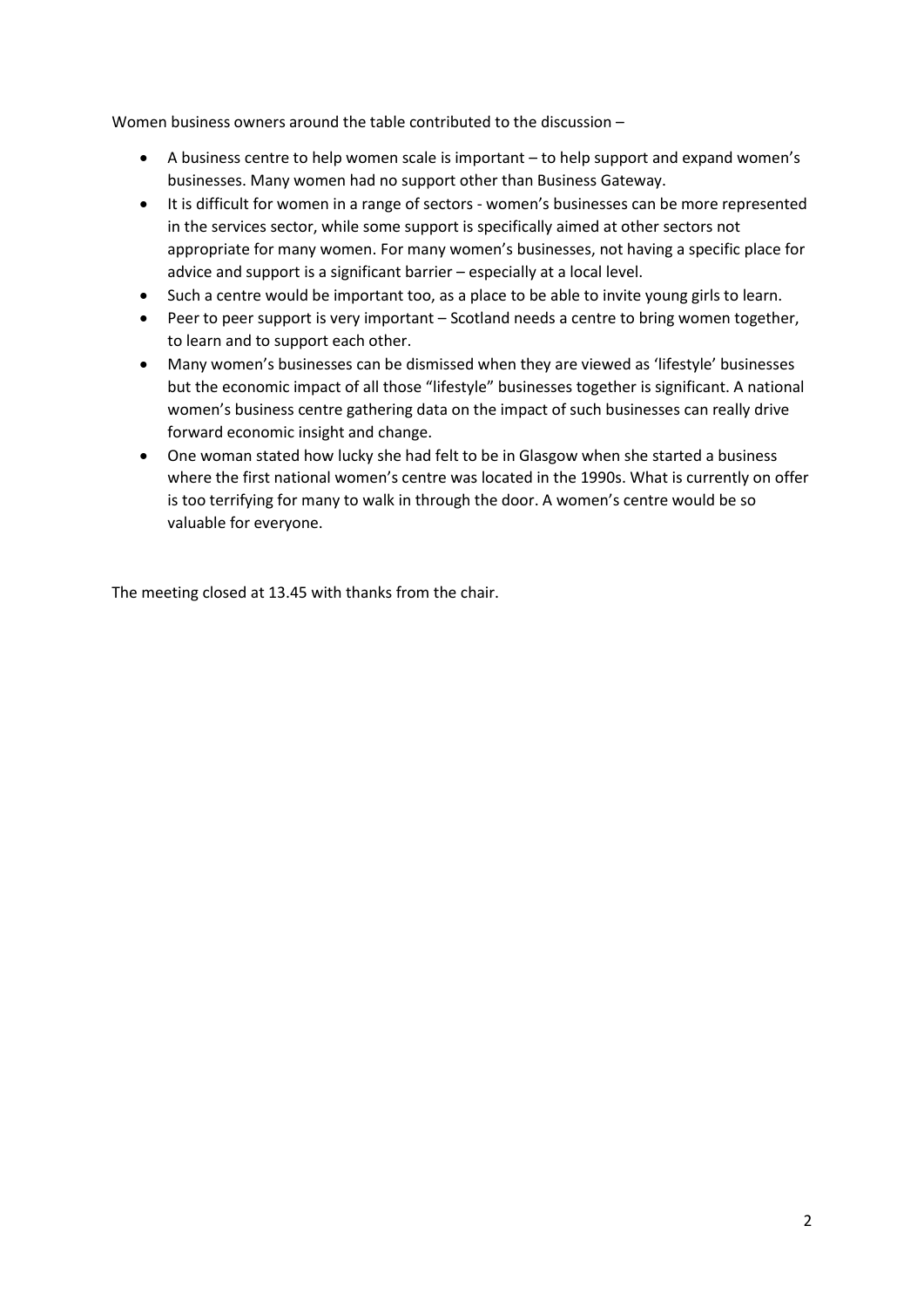Women business owners around the table contributed to the discussion –

- A business centre to help women scale is important – to help support and expand women's businesses. Many women had no support other than Business Gateway.
- It is difficult for women in a range of sectors - women's businesses can be more represented in the services sector, while some support is specifically aimed at other sectors not appropriate for many women. For many women's businesses, not having a specific place for advice and support is a significant barrier – especially at a local level.
- Such a centre would be important too, as a place to be able to invite young girls to learn.
- Peer to peer support is very important – Scotland needs a centre to bring women together, to learn and to support each other.
- Many women's businesses can be dismissed when they are viewed as 'lifestyle' businesses but the economic impact of all those "lifestyle" businesses together is significant. A national women's business centre gathering data on the impact of such businesses can really drive forward economic insight and change.
- One woman stated how lucky she had felt to be in Glasgow when she started a business where the first national women's centre was located in the 1990s. What is currently on offer is too terrifying for many to walk in through the door. A women's centre would be so valuable for everyone.

The meeting closed at 13.45 with thanks from the chair.